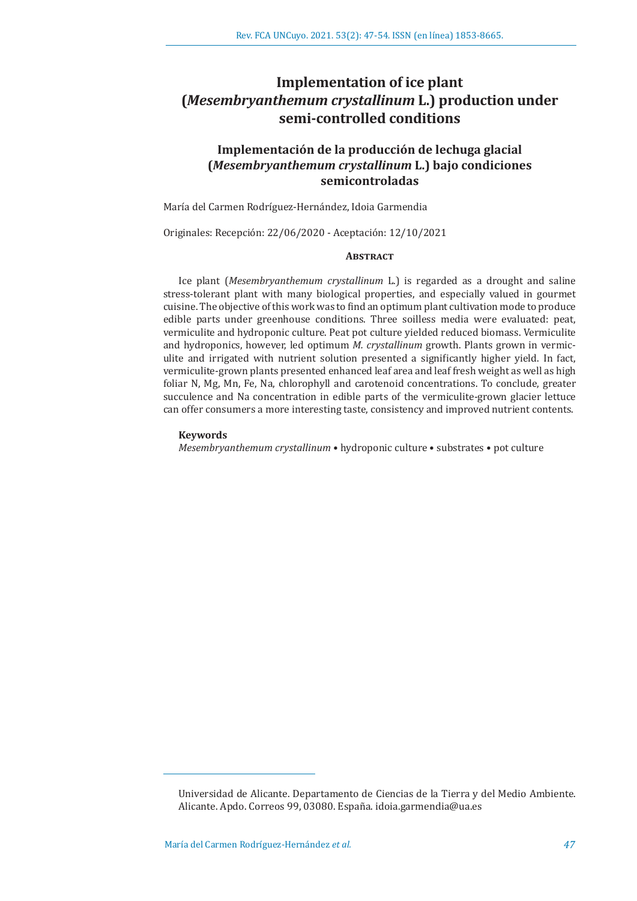# Implementation of ice plant (*Mesembryanthemum crystallinum* L.) production under semi-controlled conditions

## Implementación de la producción de lechuga glacial (*Mesembryanthemum crystallinum* L.) bajo condiciones semicontroladas

María del Carmen Rodríguez-Hernández, Idoia Garmendia

Originales: Recepción: 22/06/2020 - Aceptación: 12/10/2021

### Abstract

Ice plant (*Mesembryanthemum crystallinum* L.) is regarded as a drought and saline stress-tolerant plant with many biological properties, and especially valued in gourmet cuisine. The objective of this work was to find an optimum plant cultivation mode to produce edible parts under greenhouse conditions. Three soilless media were evaluated: peat, vermiculite and hydroponic culture. Peat pot culture yielded reduced biomass. Vermiculite and hydroponics, however, led optimum *M. crystallinum* growth. Plants grown in vermiculite and irrigated with nutrient solution presented a significantly higher yield. In fact, vermiculite-grown plants presented enhanced leaf area and leaf fresh weight as well as high foliar N, Mg, Mn, Fe, Na, chlorophyll and carotenoid concentrations. To conclude, greater succulence and Na concentration in edible parts of the vermiculite-grown glacier lettuce can offer consumers a more interesting taste, consistency and improved nutrient contents.

**Keywords**

*Mesembryanthemum crystallinum* • hydroponic culture • substrates • pot culture

---

Universidad de Alicante. Departamento de Ciencias de la Tierra y del Medio Ambiente. Alicante. Apdo. Correos 99, 03080. España. idoia.garmendia@ua.es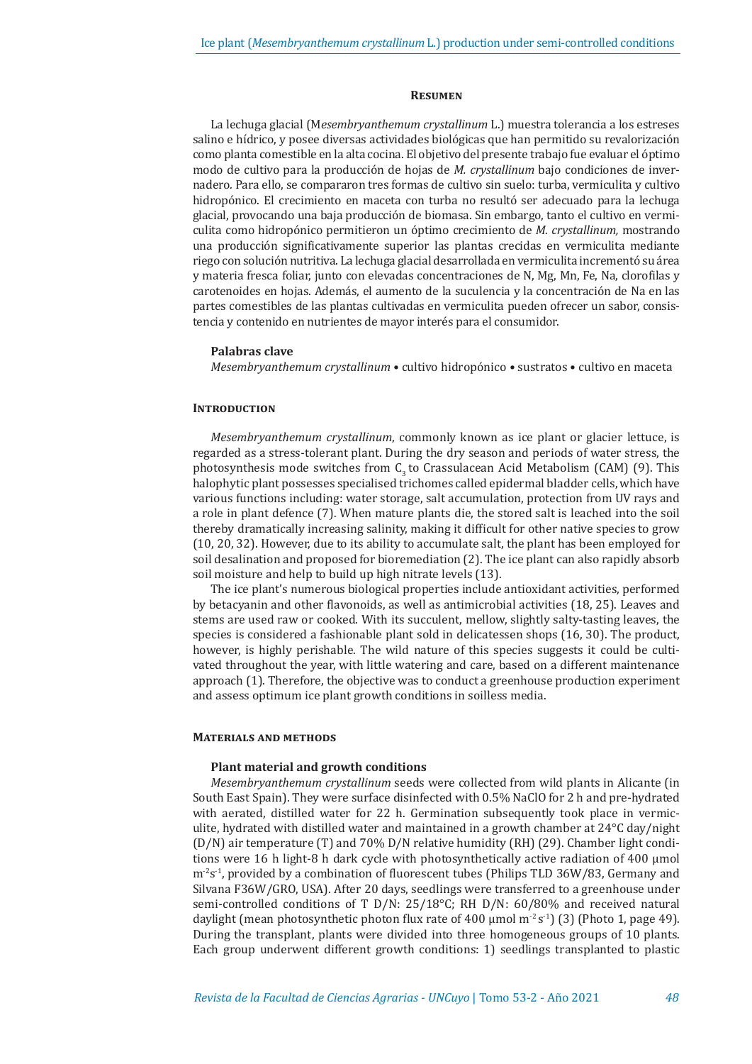## Resumen

La lechuga glacial (M*esembryanthemum crystallinum* L.) muestra tolerancia a los estreses salino e hídrico, y posee diversas actividades biológicas que han permitido su revalorización como planta comestible en la alta cocina. El objetivo del presente trabajo fue evaluar el óptimo modo de cultivo para la producción de hojas de *M. crystallinum* bajo condiciones de invernadero. Para ello, se compararon tres formas de cultivo sin suelo: turba, vermiculita y cultivo hidropónico. El crecimiento en maceta con turba no resultó ser adecuado para la lechuga glacial, provocando una baja producción de biomasa. Sin embargo, tanto el cultivo en vermiculita como hidropónico permitieron un óptimo crecimiento de *M. crystallinum,* mostrando una producción significativamente superior las plantas crecidas en vermiculita mediante riego con solución nutritiva. La lechuga glacial desarrollada en vermiculita incrementó su área y materia fresca foliar, junto con elevadas concentraciones de N, Mg, Mn, Fe, Na, clorofilas y carotenoides en hojas. Además, el aumento de la suculencia y la concentración de Na en las partes comestibles de las plantas cultivadas en vermiculita pueden ofrecer un sabor, consistencia y contenido en nutrientes de mayor interés para el consumidor.

### Palabras clave

*Mesembryanthemum crystallinum* • cultivo hidropónico • sustratos • cultivo en maceta

## Introduction

*Mesembryanthemum crystallinum*, commonly known as ice plant or glacier lettuce, is regarded as a stress-tolerant plant. During the dry season and periods of water stress, the photosynthesis mode switches from $C_3$ to Crassulacean Acid Metabolism (CAM) (9). This halophytic plant possesses specialised trichomes called epidermal bladder cells, which have various functions including: water storage, salt accumulation, protection from UV rays and a role in plant defence (7). When mature plants die, the stored salt is leached into the soil thereby dramatically increasing salinity, making it difficult for other native species to grow (10, 20, 32). However, due to its ability to accumulate salt, the plant has been employed for soil desalination and proposed for bioremediation (2). The ice plant can also rapidly absorb soil moisture and help to build up high nitrate levels (13).

The ice plant's numerous biological properties include antioxidant activities, performed by betacyanin and other flavonoids, as well as antimicrobial activities (18, 25). Leaves and stems are used raw or cooked. With its succulent, mellow, slightly salty-tasting leaves, the species is considered a fashionable plant sold in delicatessen shops (16, 30). The product, however, is highly perishable. The wild nature of this species suggests it could be cultivated throughout the year, with little watering and care, based on a different maintenance approach (1). Therefore, the objective was to conduct a greenhouse production experiment and assess optimum ice plant growth conditions in soilless media.

## Materials and methods

### Plant material and growth conditions

*Mesembryanthemum crystallinum* seeds were collected from wild plants in Alicante (in South East Spain). They were surface disinfected with 0.5% NaClO for 2 h and pre-hydrated with aerated, distilled water for 22 h. Germination subsequently took place in vermiculite, hydrated with distilled water and maintained in a growth chamber at 24°C day/night (D/N) air temperature (T) and 70% D/N relative humidity (RH) (29). Chamber light conditions were 16 h light-8 h dark cycle with photosynthetically active radiation of 400 µmol $m^{-2}s^{-1}$, provided by a combination of fluorescent tubes (Philips TLD 36W/83, Germany and Silvana F36W/GRO, USA). After 20 days, seedlings were transferred to a greenhouse under semi-controlled conditions of T D/N: 25/18°C; RH D/N: 60/80% and received natural daylight (mean photosynthetic photon flux rate of 400 µmol $m^{-2}s^{-1}$) (3) (Photo 1, page 49). During the transplant, plants were divided into three homogeneous groups of 10 plants. Each group underwent different growth conditions: 1) seedlings transplanted to plastic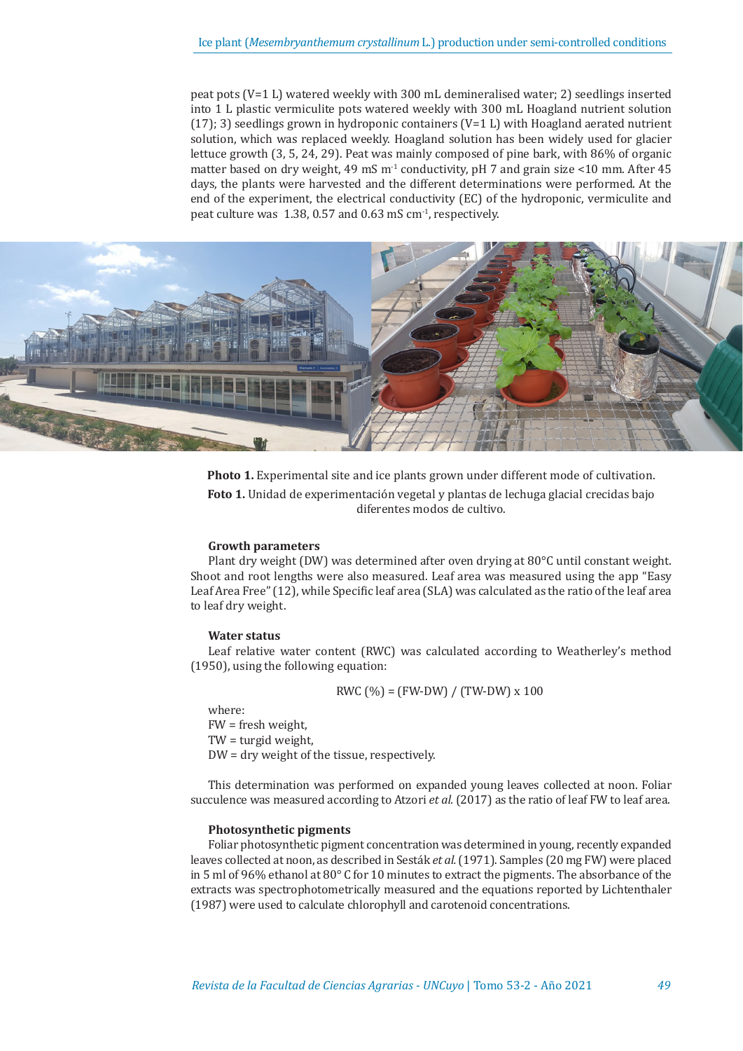peat pots (V=1 L) watered weekly with 300 mL demineralised water; 2) seedlings inserted into 1 L plastic vermiculite pots watered weekly with 300 mL Hoagland nutrient solution (17); 3) seedlings grown in hydroponic containers (V=1 L) with Hoagland aerated nutrient solution, which was replaced weekly. Hoagland solution has been widely used for glacier lettuce growth (3, 5, 24, 29). Peat was mainly composed of pine bark, with 86% of organic matter based on dry weight, 49 mS $m^{-1}$ conductivity, pH 7 and grain size <10 mm. After 45 days, the plants were harvested and the different determinations were performed. At the end of the experiment, the electrical conductivity (EC) of the hydroponic, vermiculite and peat culture was 1.38, 0.57 and 0.63 mS $cm^{-1}$, respectively.

**Photo 1.** Experimental site and ice plants grown under different mode of cultivation.

**Foto 1.** Unidad de experimentación vegetal y plantas de lechuga glacial crecidas bajo diferentes modos de cultivo.

### Growth parameters

Plant dry weight (DW) was determined after oven drying at 80°C until constant weight. Shoot and root lengths were also measured. Leaf area was measured using the app "Easy Leaf Area Free" (12), while Specific leaf area (SLA) was calculated as the ratio of the leaf area to leaf dry weight.

### Water status

Leaf relative water content (RWC) was calculated according to Weatherley's method (1950), using the following equation:

$$RWC\ (\%) = (FW-DW)\ /\ (TW-DW) \times 100$$

where:
FW = fresh weight,
TW = turgid weight,
DW = dry weight of the tissue, respectively.

This determination was performed on expanded young leaves collected at noon. Foliar succulence was measured according to Atzori *et al.* (2017) as the ratio of leaf FW to leaf area.

### Photosynthetic pigments

Foliar photosynthetic pigment concentration was determined in young, recently expanded leaves collected at noon, as described in Sesták *et al.* (1971). Samples (20 mg FW) were placed in 5 ml of 96% ethanol at 80° C for 10 minutes to extract the pigments. The absorbance of the extracts was spectrophotometrically measured and the equations reported by Lichtenthaler (1987) were used to calculate chlorophyll and carotenoid concentrations.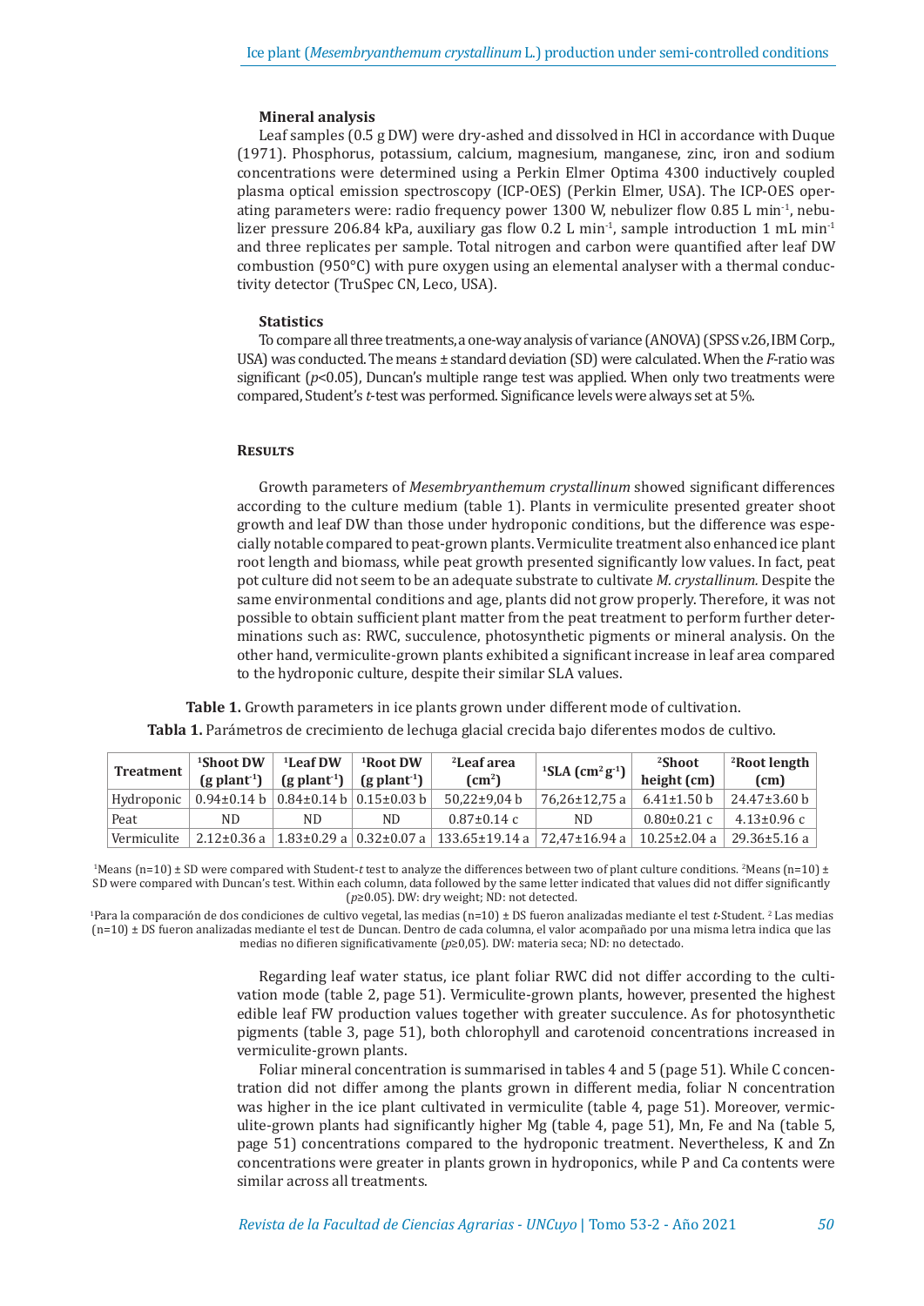### Mineral analysis

Leaf samples (0.5 g DW) were dry-ashed and dissolved in HCl in accordance with Duque (1971). Phosphorus, potassium, calcium, magnesium, manganese, zinc, iron and sodium concentrations were determined using a Perkin Elmer Optima 4300 inductively coupled plasma optical emission spectroscopy (ICP-OES) (Perkin Elmer, USA). The ICP-OES operating parameters were: radio frequency power 1300 W, nebulizer flow 0.85 L $min^{-1}$, nebulizer pressure 206.84 kPa, auxiliary gas flow 0.2 L $min^{-1}$, sample introduction 1 mL $min^{-1}$ and three replicates per sample. Total nitrogen and carbon were quantified after leaf DW combustion (950°C) with pure oxygen using an elemental analyser with a thermal conductivity detector (TruSpec CN, Leco, USA).

### Statistics

To compare all three treatments, a one-way analysis of variance (ANOVA) (SPSS v.26, IBM Corp., USA) was conducted. The means ± standard deviation (SD) were calculated. When the *F*-ratio was significant ($p<0.05$), Duncan's multiple range test was applied. When only two treatments were compared, Student's *t*-test was performed. Significance levels were always set at 5%.

## Results

Growth parameters of *Mesembryanthemum crystallinum* showed significant differences according to the culture medium (table 1). Plants in vermiculite presented greater shoot growth and leaf DW than those under hydroponic conditions, but the difference was especially notable compared to peat-grown plants. Vermiculite treatment also enhanced ice plant root length and biomass, while peat growth presented significantly low values. In fact, peat pot culture did not seem to be an adequate substrate to cultivate *M. crystallinum.* Despite the same environmental conditions and age, plants did not grow properly. Therefore, it was not possible to obtain sufficient plant matter from the peat treatment to perform further determinations such as: RWC, succulence, photosynthetic pigments or mineral analysis. On the other hand, vermiculite-grown plants exhibited a significant increase in leaf area compared to the hydroponic culture, despite their similar SLA values.

**Table 1.** Growth parameters in ice plants grown under different mode of cultivation.

**Tabla 1.** Parámetros de crecimiento de lechuga glacial crecida bajo diferentes modos de cultivo.

| Treatment | [1]Shoot DW (g $plant^{-1}$) | [1]Leaf DW (g $plant^{-1}$) | [1]Root DW (g $plant^{-1}$) | [2]Leaf area ($cm^2$) | [1]SLA ($cm^2$ $g^{-1}$) | [2]Shoot height (cm) | [2]Root length (cm) |
|---|---|---|---|---|---|---|---|
| Hydroponic | 0.94±0.14 b | 0.84±0.14 b | 0.15±0.03 b | 50,22±9,04 b | 76,26±12,75 a | 6.41±1.50 b | 24.47±3.60 b |
| Peat | ND | ND | ND | 0.87±0.14 c | ND | 0.80±0.21 c | 4.13±0.96 c |
| Vermiculite | 2.12±0.36 a | 1.83±0.29 a | 0.32±0.07 a | 133.65±19.14 a | 72,47±16.94 a | 10.25±2.04 a | 29.36±5.16 a |

[1]Means (n=10) ± SD were compared with Student-*t* test to analyze the differences between two of plant culture conditions. [2]Means (n=10) ± SD were compared with Duncan's test. Within each column, data followed by the same letter indicated that values did not differ significantly ($p\geq0.05$). DW: dry weight; ND: not detected.

[1]Para la comparación de dos condiciones de cultivo vegetal, las medias (n=10) ± DS fueron analizadas mediante el test *t*-Student. [2] Las medias (n=10) ± DS fueron analizadas mediante el test de Duncan. Dentro de cada columna, el valor acompañado por una misma letra indica que las medias no difieren significativamente ($p\geq0,05$). DW: materia seca; ND: no detectado.

Regarding leaf water status, ice plant foliar RWC did not differ according to the cultivation mode (table 2, page 51). Vermiculite-grown plants, however, presented the highest edible leaf FW production values together with greater succulence. As for photosynthetic pigments (table 3, page 51), both chlorophyll and carotenoid concentrations increased in vermiculite-grown plants.

Foliar mineral concentration is summarised in tables 4 and 5 (page 51). While C concentration did not differ among the plants grown in different media, foliar N concentration was higher in the ice plant cultivated in vermiculite (table 4, page 51). Moreover, vermiculite-grown plants had significantly higher Mg (table 4, page 51), Mn, Fe and Na (table 5, page 51) concentrations compared to the hydroponic treatment. Nevertheless, K and Zn concentrations were greater in plants grown in hydroponics, while P and Ca contents were similar across all treatments.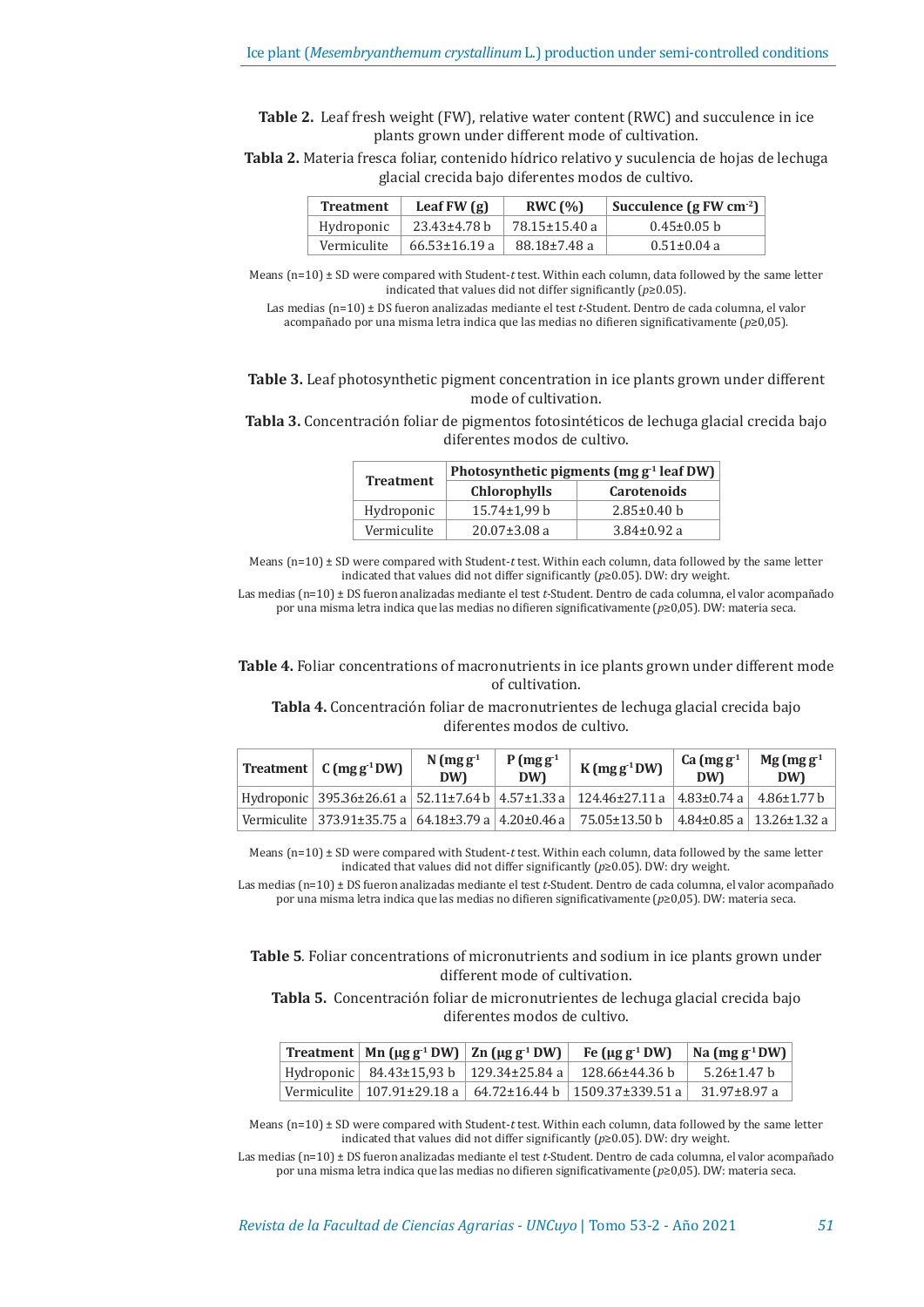**Table 2.** Leaf fresh weight (FW), relative water content (RWC) and succulence in ice plants grown under different mode of cultivation.

**Tabla 2.** Materia fresca foliar, contenido hídrico relativo y suculencia de hojas de lechuga glacial crecida bajo diferentes modos de cultivo.

| Treatment | Leaf FW (g) | RWC (%) | Succulence (g FW $cm^{-2}$) |
|---|---|---|---|
| Hydroponic | 23.43±4.78 b | 78.15±15.40 a | 0.45±0.05 b |
| Vermiculite | 66.53±16.19 a | 88.18±7.48 a | 0.51±0.04 a |

Means (n=10) ± SD were compared with Student-*t* test. Within each column, data followed by the same letter indicated that values did not differ significantly ($p \geq 0.05$).

Las medias (n=10) ± DS fueron analizadas mediante el test *t*-Student. Dentro de cada columna, el valor acompañado por una misma letra indica que las medias no difieren significativamente ($p \geq 0,05$).

**Table 3.** Leaf photosynthetic pigment concentration in ice plants grown under different mode of cultivation.

**Tabla 3.** Concentración foliar de pigmentos fotosintéticos de lechuga glacial crecida bajo diferentes modos de cultivo.

| Treatment | Photosynthetic pigments (mg $g^{-1}$ leaf DW) | |
|---|---|---|
| | Chlorophylls | Carotenoids |
| Hydroponic | 15.74±1,99 b | 2.85±0.40 b |
| Vermiculite | 20.07±3.08 a | 3.84±0.92 a |

Means (n=10) ± SD were compared with Student-*t* test. Within each column, data followed by the same letter indicated that values did not differ significantly ($p \geq 0.05$). DW: dry weight.

Las medias (n=10) ± DS fueron analizadas mediante el test *t*-Student. Dentro de cada columna, el valor acompañado por una misma letra indica que las medias no difieren significativamente ($p \geq 0,05$). DW: materia seca.

**Table 4.** Foliar concentrations of macronutrients in ice plants grown under different mode of cultivation.

**Tabla 4.** Concentración foliar de macronutrientes de lechuga glacial crecida bajo diferentes modos de cultivo.

| Treatment | C (mg $g^{-1}$ DW) | N (mg $g^{-1}$ DW) | P (mg $g^{-1}$ DW) | K (mg $g^{-1}$ DW) | Ca (mg $g^{-1}$ DW) | Mg (mg $g^{-1}$ DW) |
|---|---|---|---|---|---|---|
| Hydroponic | 395.36±26.61 a | 52.11±7.64 b | 4.57±1.33 a | 124.46±27.11 a | 4.83±0.74 a | 4.86±1.77 b |
| Vermiculite | 373.91±35.75 a | 64.18±3.79 a | 4.20±0.46 a | 75.05±13.50 b | 4.84±0.85 a | 13.26±1.32 a |

Means (n=10) ± SD were compared with Student-*t* test. Within each column, data followed by the same letter indicated that values did not differ significantly ($p \geq 0.05$). DW: dry weight.

Las medias (n=10) ± DS fueron analizadas mediante el test *t*-Student. Dentro de cada columna, el valor acompañado por una misma letra indica que las medias no difieren significativamente ($p \geq 0,05$). DW: materia seca.

**Table 5**. Foliar concentrations of micronutrients and sodium in ice plants grown under different mode of cultivation.

**Tabla 5.** Concentración foliar de micronutrientes de lechuga glacial crecida bajo diferentes modos de cultivo.

| Treatment | Mn (μg $g^{-1}$ DW) | Zn (μg $g^{-1}$ DW) | Fe (μg $g^{-1}$ DW) | Na (mg $g^{-1}$ DW) |
|---|---|---|---|---|
| Hydroponic | 84.43±15,93 b | 129.34±25.84 a | 128.66±44.36 b | 5.26±1.47 b |
| Vermiculite | 107.91±29.18 a | 64.72±16.44 b | 1509.37±339.51 a | 31.97±8.97 a |

Means (n=10) ± SD were compared with Student-*t* test. Within each column, data followed by the same letter indicated that values did not differ significantly ($p \geq 0.05$). DW: dry weight.

Las medias (n=10) ± DS fueron analizadas mediante el test *t*-Student. Dentro de cada columna, el valor acompañado por una misma letra indica que las medias no difieren significativamente ($p \geq 0,05$). DW: materia seca.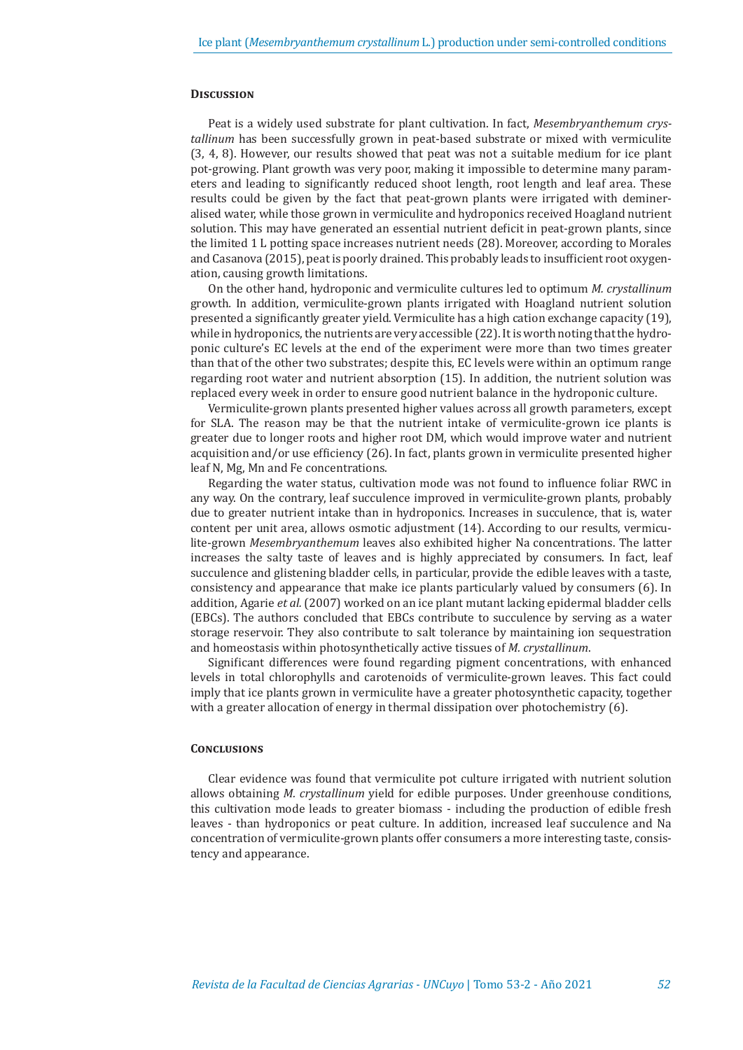## Discussion

Peat is a widely used substrate for plant cultivation. In fact, *Mesembryanthemum crystallinum* has been successfully grown in peat-based substrate or mixed with vermiculite (3, 4, 8). However, our results showed that peat was not a suitable medium for ice plant pot-growing. Plant growth was very poor, making it impossible to determine many parameters and leading to significantly reduced shoot length, root length and leaf area. These results could be given by the fact that peat-grown plants were irrigated with demineralised water, while those grown in vermiculite and hydroponics received Hoagland nutrient solution. This may have generated an essential nutrient deficit in peat-grown plants, since the limited 1 L potting space increases nutrient needs (28). Moreover, according to Morales and Casanova (2015), peat is poorly drained. This probably leads to insufficient root oxygenation, causing growth limitations.

On the other hand, hydroponic and vermiculite cultures led to optimum *M. crystallinum* growth. In addition, vermiculite-grown plants irrigated with Hoagland nutrient solution presented a significantly greater yield. Vermiculite has a high cation exchange capacity (19), while in hydroponics, the nutrients are very accessible (22). It is worth noting that the hydroponic culture's EC levels at the end of the experiment were more than two times greater than that of the other two substrates; despite this, EC levels were within an optimum range regarding root water and nutrient absorption (15). In addition, the nutrient solution was replaced every week in order to ensure good nutrient balance in the hydroponic culture.

Vermiculite-grown plants presented higher values across all growth parameters, except for SLA. The reason may be that the nutrient intake of vermiculite-grown ice plants is greater due to longer roots and higher root DM, which would improve water and nutrient acquisition and/or use efficiency (26). In fact, plants grown in vermiculite presented higher leaf N, Mg, Mn and Fe concentrations.

Regarding the water status, cultivation mode was not found to influence foliar RWC in any way. On the contrary, leaf succulence improved in vermiculite-grown plants, probably due to greater nutrient intake than in hydroponics. Increases in succulence, that is, water content per unit area, allows osmotic adjustment (14). According to our results, vermiculite-grown *Mesembryanthemum* leaves also exhibited higher Na concentrations. The latter increases the salty taste of leaves and is highly appreciated by consumers. In fact, leaf succulence and glistening bladder cells, in particular, provide the edible leaves with a taste, consistency and appearance that make ice plants particularly valued by consumers (6). In addition, Agarie *et al.* (2007) worked on an ice plant mutant lacking epidermal bladder cells (EBCs). The authors concluded that EBCs contribute to succulence by serving as a water storage reservoir. They also contribute to salt tolerance by maintaining ion sequestration and homeostasis within photosynthetically active tissues of *M. crystallinum*.

Significant differences were found regarding pigment concentrations, with enhanced levels in total chlorophylls and carotenoids of vermiculite-grown leaves. This fact could imply that ice plants grown in vermiculite have a greater photosynthetic capacity, together with a greater allocation of energy in thermal dissipation over photochemistry (6).

## Conclusions

Clear evidence was found that vermiculite pot culture irrigated with nutrient solution allows obtaining *M. crystallinum* yield for edible purposes. Under greenhouse conditions, this cultivation mode leads to greater biomass - including the production of edible fresh leaves - than hydroponics or peat culture. In addition, increased leaf succulence and Na concentration of vermiculite-grown plants offer consumers a more interesting taste, consistency and appearance.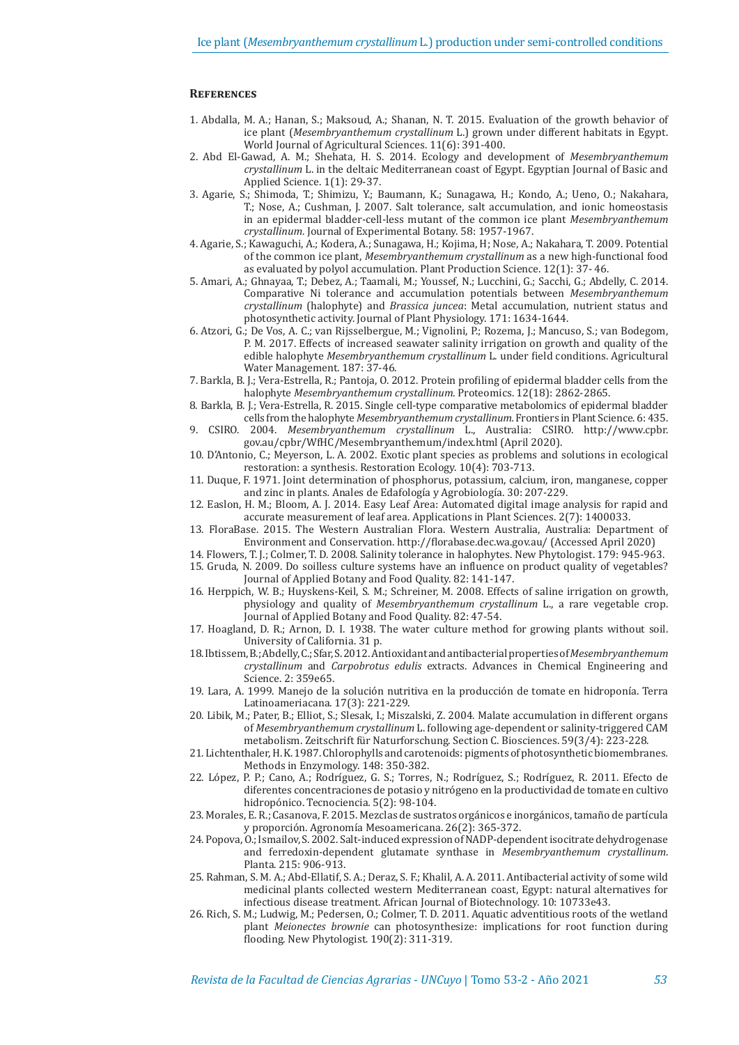## References

1. Abdalla, M. A.; Hanan, S.; Maksoud, A.; Shanan, N. T. 2015. Evaluation of the growth behavior of ice plant (*Mesembryanthemum crystallinum* L.) grown under different habitats in Egypt. World Journal of Agricultural Sciences. 11(6): 391-400.
2. Abd El-Gawad, A. M.; Shehata, H. S. 2014. Ecology and development of *Mesembryanthemum crystallinum* L. in the deltaic Mediterranean coast of Egypt. Egyptian Journal of Basic and Applied Science. 1(1): 29-37.
3. Agarie, S.; Shimoda, T.; Shimizu, Y.; Baumann, K.; Sunagawa, H.; Kondo, A.; Ueno, O.; Nakahara, T.; Nose, A.; Cushman, J. 2007. Salt tolerance, salt accumulation, and ionic homeostasis in an epidermal bladder-cell-less mutant of the common ice plant *Mesembryanthemum crystallinum*. Journal of Experimental Botany. 58: 1957-1967.
4. Agarie, S.; Kawaguchi, A.; Kodera, A.; Sunagawa, H.; Kojima, H; Nose, A.; Nakahara, T. 2009. Potential of the common ice plant, *Mesembryanthemum crystallinum* as a new high-functional food as evaluated by polyol accumulation. Plant Production Science. 12(1): 37- 46.
5. Amari, A.; Ghnayaa, T.; Debez, A.; Taamali, M.; Youssef, N.; Lucchini, G.; Sacchi, G.; Abdelly, C. 2014. Comparative Ni tolerance and accumulation potentials between *Mesembryanthemum crystallinum* (halophyte) and *Brassica juncea*: Metal accumulation, nutrient status and photosynthetic activity. Journal of Plant Physiology. 171: 1634-1644.
6. Atzori, G.; De Vos, A. C.; van Rijsselbergue, M.; Vignolini, P.; Rozema, J.; Mancuso, S.; van Bodegom, P. M. 2017. Effects of increased seawater salinity irrigation on growth and quality of the edible halophyte *Mesembryanthemum crystallinum* L. under field conditions. Agricultural Water Management. 187: 37-46.
7. Barkla, B. J.; Vera-Estrella, R.; Pantoja, O. 2012. Protein profiling of epidermal bladder cells from the halophyte *Mesembryanthemum crystallinum*. Proteomics. 12(18): 2862-2865.
8. Barkla, B. J.; Vera-Estrella, R. 2015. Single cell-type comparative metabolomics of epidermal bladder cells from the halophyte *Mesembryanthemum crystallinum*. Frontiers in Plant Science. 6: 435.
9. CSIRO. 2004. *Mesembryanthemum crystallinum* L., Australia: CSIRO. http://www.cpbr.gov.au/cpbr/WfHC/Mesembryanthemum/index.html (April 2020).
10. D'Antonio, C.; Meyerson, L. A. 2002. Exotic plant species as problems and solutions in ecological restoration: a synthesis. Restoration Ecology. 10(4): 703-713.
11. Duque, F. 1971. Joint determination of phosphorus, potassium, calcium, iron, manganese, copper and zinc in plants. Anales de Edafología y Agrobiología. 30: 207-229.
12. Easlon, H. M.; Bloom, A. J. 2014. Easy Leaf Area: Automated digital image analysis for rapid and accurate measurement of leaf area. Applications in Plant Sciences. 2(7): 1400033.
13. FloraBase. 2015. The Western Australian Flora. Western Australia, Australia: Department of Environment and Conservation. http://florabase.dec.wa.gov.au/ (Accessed April 2020)
14. Flowers, T. J.; Colmer, T. D. 2008. Salinity tolerance in halophytes. New Phytologist. 179: 945-963.
15. Gruda, N. 2009. Do soilless culture systems have an influence on product quality of vegetables? Journal of Applied Botany and Food Quality. 82: 141-147.
16. Herppich, W. B.; Huyskens-Keil, S. M.; Schreiner, M. 2008. Effects of saline irrigation on growth, physiology and quality of *Mesembryanthemum crystallinum* L., a rare vegetable crop. Journal of Applied Botany and Food Quality. 82: 47-54.
17. Hoagland, D. R.; Arnon, D. I. 1938. The water culture method for growing plants without soil. University of California. 31 p.
18. Ibtissem, B.; Abdelly, C.; Sfar, S. 2012. Antioxidant and antibacterial properties of *Mesembryanthemum crystallinum* and *Carpobrotus edulis* extracts. Advances in Chemical Engineering and Science. 2: 359e65.
19. Lara, A. 1999. Manejo de la solución nutritiva en la producción de tomate en hidroponía. Terra Latinoameriacana. 17(3): 221-229.
20. Libik, M.; Pater, B.; Elliot, S.; Slesak, I.; Miszalski, Z. 2004. Malate accumulation in different organs of *Mesembryanthemum crystallinum* L. following age-dependent or salinity-triggered CAM metabolism. Zeitschrift für Naturforschung. Section C. Biosciences. 59(3/4): 223-228.
21. Lichtenthaler, H. K. 1987. Chlorophylls and carotenoids: pigments of photosynthetic biomembranes. Methods in Enzymology. 148: 350-382.
22. López, P. P.; Cano, A.; Rodríguez, G. S.; Torres, N.; Rodríguez, S.; Rodríguez, R. 2011. Efecto de diferentes concentraciones de potasio y nitrógeno en la productividad de tomate en cultivo hidropónico. Tecnociencia. 5(2): 98-104.
23. Morales, E. R.; Casanova, F. 2015. Mezclas de sustratos orgánicos e inorgánicos, tamaño de partícula y proporción. Agronomía Mesoamericana. 26(2): 365-372.
24. Popova, O.; Ismailov, S. 2002. Salt-induced expression of NADP-dependent isocitrate dehydrogenase and ferredoxin-dependent glutamate synthase in *Mesembryanthemum crystallinum*. Planta. 215: 906-913.
25. Rahman, S. M. A.; Abd-Ellatif, S. A.; Deraz, S. F.; Khalil, A. A. 2011. Antibacterial activity of some wild medicinal plants collected western Mediterranean coast, Egypt: natural alternatives for infectious disease treatment. African Journal of Biotechnology. 10: 10733e43.
26. Rich, S. M.; Ludwig, M.; Pedersen, O.; Colmer, T. D. 2011. Aquatic adventitious roots of the wetland plant *Meionectes brownie* can photosynthesize: implications for root function during flooding. New Phytologist. 190(2): 311-319.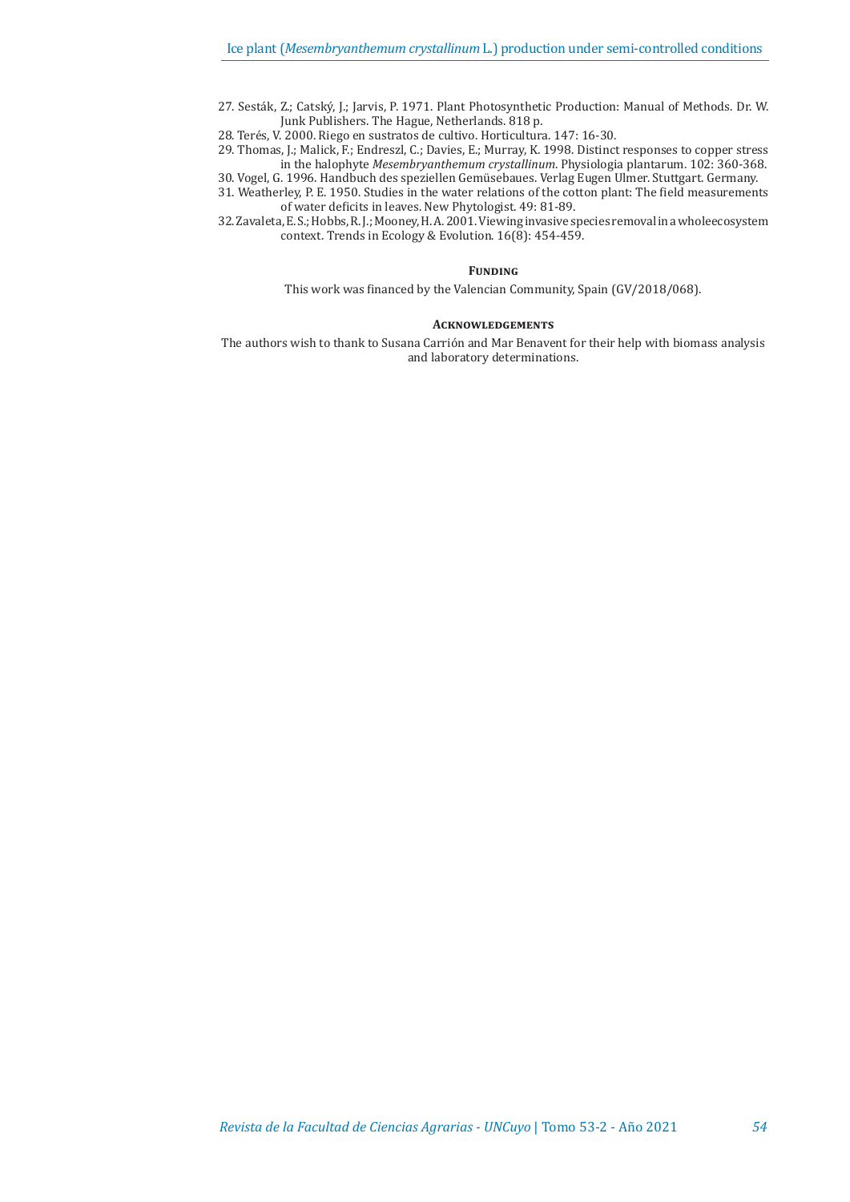27. Sesták, Z.; Catský, J.; Jarvis, P. 1971. Plant Photosynthetic Production: Manual of Methods. Dr. W. Junk Publishers. The Hague, Netherlands. 818 p.
28. Terés, V. 2000. Riego en sustratos de cultivo. Horticultura. 147: 16-30.
29. Thomas, J.; Malick, F.; Endreszl, C.; Davies, E.; Murray, K. 1998. Distinct responses to copper stress in the halophyte *Mesembryanthemum crystallinum*. Physiologia plantarum. 102: 360-368.
30. Vogel, G. 1996. Handbuch des speziellen Gemüsebaues. Verlag Eugen Ulmer. Stuttgart. Germany.
31. Weatherley, P. E. 1950. Studies in the water relations of the cotton plant: The field measurements of water deficits in leaves. New Phytologist. 49: 81-89.
32. Zavaleta, E. S.; Hobbs, R. J.; Mooney, H. A. 2001. Viewing invasive species removal in a wholeecosystem context. Trends in Ecology & Evolution. 16(8): 454-459.

## Funding

This work was financed by the Valencian Community, Spain (GV/2018/068).

## Acknowledgements

The authors wish to thank to Susana Carrión and Mar Benavent for their help with biomass analysis and laboratory determinations.